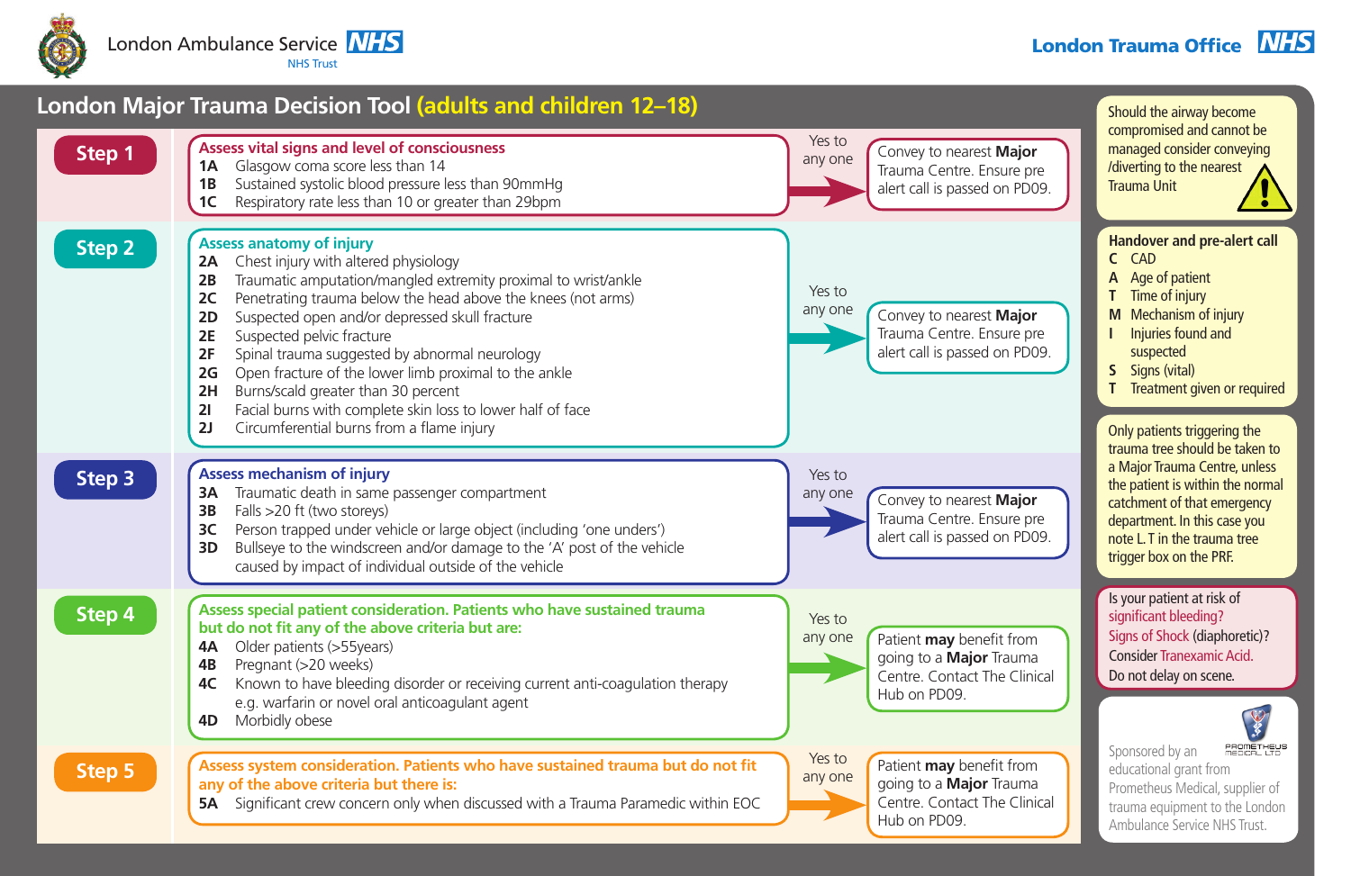London Ambulance Service NHS Trust

London Trauma Office NHS

# London Major Trauma Decision Tool (adults and children 12–18)

## Step 1

**Assess vital signs and level of consciousness**

- **1A** Glasgow coma score less than 14
- **1B** Sustained systolic blood pressure less than 90mmHg
- **1C** Respiratory rate less than 10 or greater than 29bpm

Yes to any one → Convey to nearest **Major** Trauma Centre. Ensure pre alert call is passed on PD09.

## Step 2

**Assess anatomy of injury**

- **2A** Chest injury with altered physiology
- **2B** Traumatic amputation/mangled extremity proximal to wrist/ankle
- **2C** Penetrating trauma below the head above the knees (not arms)
- **2D** Suspected open and/or depressed skull fracture
- **2E** Suspected pelvic fracture
- **2F** Spinal trauma suggested by abnormal neurology
- **2G** Open fracture of the lower limb proximal to the ankle
- **2H** Burns/scald greater than 30 percent
- **2I** Facial burns with complete skin loss to lower half of face
- **2J** Circumferential burns from a flame injury

Yes to any one → Convey to nearest **Major** Trauma Centre. Ensure pre alert call is passed on PD09.

## Step 3

**Assess mechanism of injury**

- **3A** Traumatic death in same passenger compartment
- **3B** Falls >20 ft (two storeys)
- **3C** Person trapped under vehicle or large object (including 'one unders')
- **3D** Bullseye to the windscreen and/or damage to the 'A' post of the vehicle caused by impact of individual outside of the vehicle

Yes to any one → Convey to nearest **Major** Trauma Centre. Ensure pre alert call is passed on PD09.

## Step 4

**Assess special patient consideration. Patients who have sustained trauma but do not fit any of the above criteria but are:**

- **4A** Older patients (>55years)
- **4B** Pregnant (>20 weeks)
- **4C** Known to have bleeding disorder or receiving current anti-coagulation therapy e.g. warfarin or novel oral anticoagulant agent
- **4D** Morbidly obese

Yes to any one → Patient **may** benefit from going to a **Major** Trauma Centre. Contact The Clinical Hub on PD09.

## Step 5

**Assess system consideration. Patients who have sustained trauma but do not fit any of the above criteria but there is:**

- **5A** Significant crew concern only when discussed with a Trauma Paramedic within EOC

Yes to any one → Patient **may** benefit from going to a **Major** Trauma Centre. Contact The Clinical Hub on PD09.

---

Should the airway become compromised and cannot be managed consider conveying /diverting to the nearest Trauma Unit

**Handover and pre-alert call**

- **C** CAD
- **A** Age of patient
- **T** Time of injury
- **M** Mechanism of injury
- **I** Injuries found and suspected
- **S** Signs (vital)
- **T** Treatment given or required

Only patients triggering the trauma tree should be taken to a Major Trauma Centre, unless the patient is within the normal catchment of that emergency department. In this case you note L.T in the trauma tree trigger box on the PRF.

Is your patient at risk of significant bleeding? Signs of Shock (diaphoretic)? Consider Tranexamic Acid. Do not delay on scene.

Sponsored by an educational grant from Prometheus Medical, supplier of trauma equipment to the London Ambulance Service NHS Trust.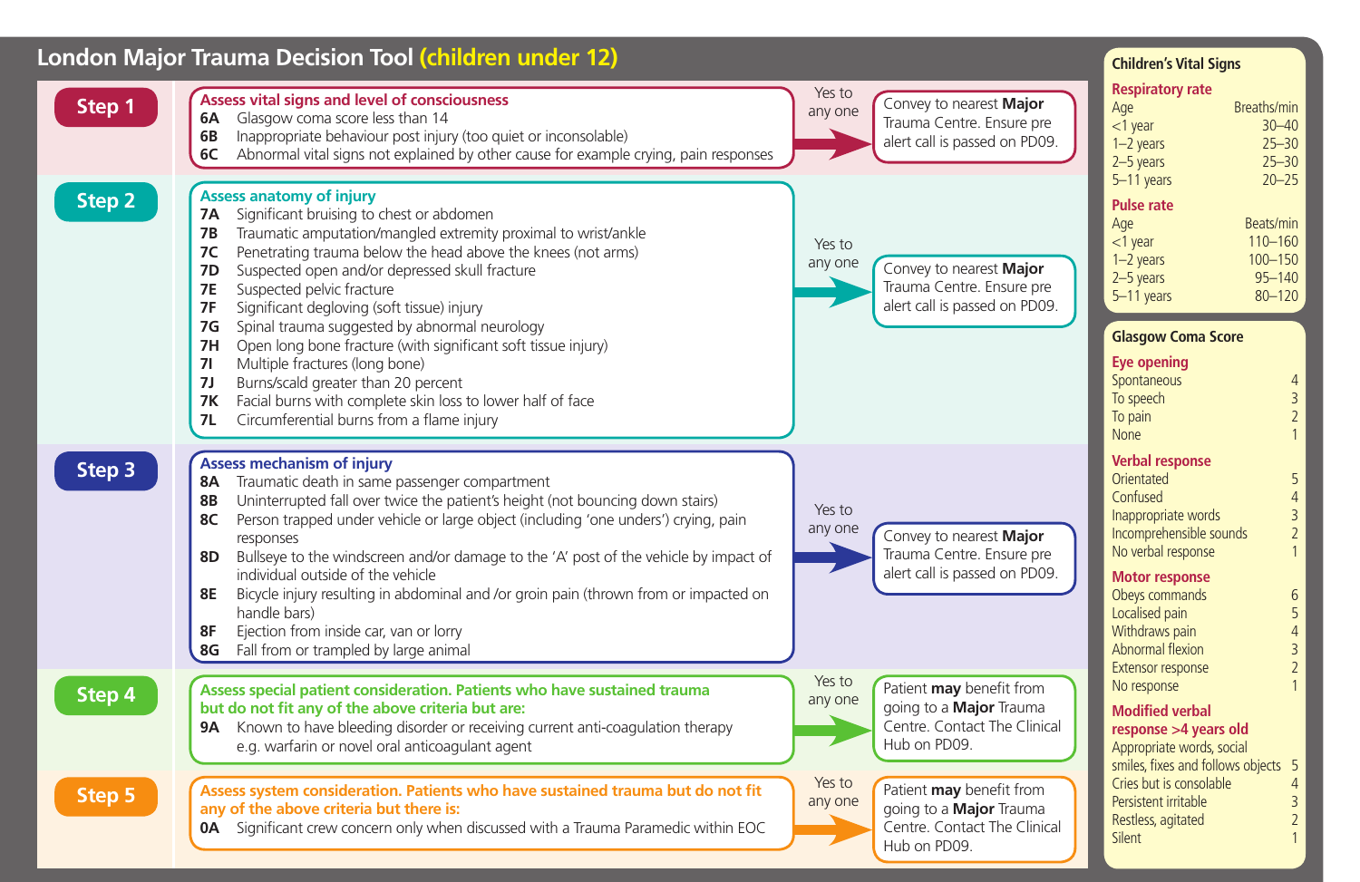# London Major Trauma Decision Tool (children under 12)

## Step 1

**Assess vital signs and level of consciousness**

- **6A** Glasgow coma score less than 14
- **6B** Inappropriate behaviour post injury (too quiet or inconsolable)
- **6C** Abnormal vital signs not explained by other cause for example crying, pain responses

Yes to any one → Convey to nearest **Major** Trauma Centre. Ensure pre alert call is passed on PD09.

## Step 2

**Assess anatomy of injury**

- **7A** Significant bruising to chest or abdomen
- **7B** Traumatic amputation/mangled extremity proximal to wrist/ankle
- **7C** Penetrating trauma below the head above the knees (not arms)
- **7D** Suspected open and/or depressed skull fracture
- **7E** Suspected pelvic fracture
- **7F** Significant degloving (soft tissue) injury
- **7G** Spinal trauma suggested by abnormal neurology
- **7H** Open long bone fracture (with significant soft tissue injury)
- **7I** Multiple fractures (long bone)
- **7J** Burns/scald greater than 20 percent
- **7K** Facial burns with complete skin loss to lower half of face
- **7L** Circumferential burns from a flame injury

Yes to any one → Convey to nearest **Major** Trauma Centre. Ensure pre alert call is passed on PD09.

## Step 3

**Assess mechanism of injury**

- **8A** Traumatic death in same passenger compartment
- **8B** Uninterrupted fall over twice the patient's height (not bouncing down stairs)
- **8C** Person trapped under vehicle or large object (including 'one unders') crying, pain responses
- **8D** Bullseye to the windscreen and/or damage to the 'A' post of the vehicle by impact of individual outside of the vehicle
- **8E** Bicycle injury resulting in abdominal and /or groin pain (thrown from or impacted on handle bars)
- **8F** Ejection from inside car, van or lorry
- **8G** Fall from or trampled by large animal

Yes to any one → Convey to nearest **Major** Trauma Centre. Ensure pre alert call is passed on PD09.

## Step 4

**Assess special patient consideration. Patients who have sustained trauma but do not fit any of the above criteria but are:**

- **9A** Known to have bleeding disorder or receiving current anti-coagulation therapy e.g. warfarin or novel oral anticoagulant agent

Yes to any one → Patient **may** benefit from going to a **Major** Trauma Centre. Contact The Clinical Hub on PD09.

## Step 5

**Assess system consideration. Patients who have sustained trauma but do not fit any of the above criteria but there is:**

- **0A** Significant crew concern only when discussed with a Trauma Paramedic within EOC

Yes to any one → Patient **may** benefit from going to a **Major** Trauma Centre. Contact The Clinical Hub on PD09.

---

## Children's Vital Signs

**Respiratory rate**

| Age | Breaths/min |
|---|---|
| <1 year | 30–40 |
| 1–2 years | 25–30 |
| 2–5 years | 25–30 |
| 5–11 years | 20–25 |

**Pulse rate**

| Age | Beats/min |
|---|---|
| <1 year | 110–160 |
| 1–2 years | 100–150 |
| 2–5 years | 95–140 |
| 5–11 years | 80–120 |

## Glasgow Coma Score

**Eye opening**

| | |
|---|---|
| Spontaneous | 4 |
| To speech | 3 |
| To pain | 2 |
| None | 1 |

**Verbal response**

| | |
|---|---|
| Orientated | 5 |
| Confused | 4 |
| Inappropriate words | 3 |
| Incomprehensible sounds | 2 |
| No verbal response | 1 |

**Motor response**

| | |
|---|---|
| Obeys commands | 6 |
| Localised pain | 5 |
| Withdraws pain | 4 |
| Abnormal flexion | 3 |
| Extensor response | 2 |
| No response | 1 |

**Modified verbal response >4 years old**

| | |
|---|---|
| Appropriate words, social smiles, fixes and follows objects | 5 |
| Cries but is consolable | 4 |
| Persistent irritable | 3 |
| Restless, agitated | 2 |
| Silent | 1 |